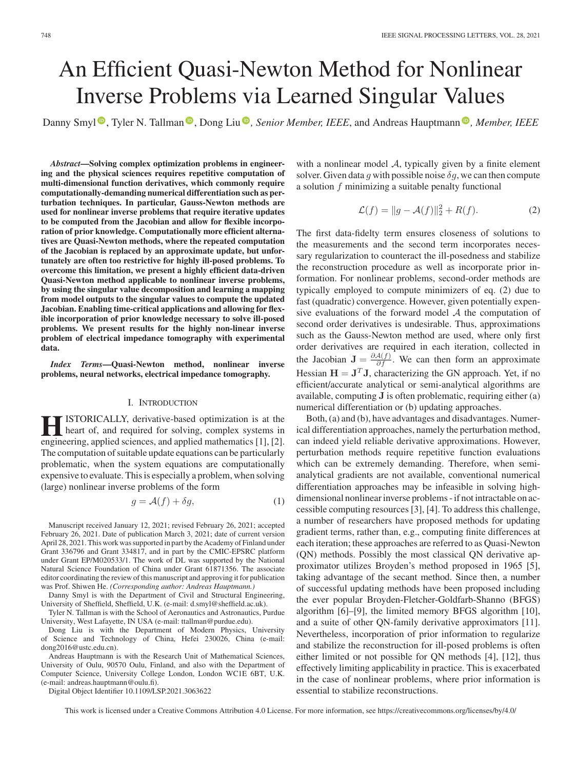# An Efficient Quasi-Newton Method for Nonlinear Inverse Problems via Learned Singular Values

Danny Smyl, Tyler N. Tallman, Dong Liu, *Senior Member, IEEE*, and Andreas Hauptmann, *Member, IEEE*

***Abstract*—Solving complex optimization problems in engineering and the physical sciences requires repetitive computation of multi-dimensional function derivatives, which commonly require computationally-demanding numerical differentiation such as perturbation techniques. In particular, Gauss-Newton methods are used for nonlinear inverse problems that require iterative updates to be computed from the Jacobian and allow for flexible incorporation of prior knowledge. Computationally more efficient alternatives are Quasi-Newton methods, where the repeated computation of the Jacobian is replaced by an approximate update, but unfortunately are often too restrictive for highly ill-posed problems. To overcome this limitation, we present a highly efficient data-driven Quasi-Newton method applicable to nonlinear inverse problems, by using the singular value decomposition and learning a mapping from model outputs to the singular values to compute the updated Jacobian. Enabling time-critical applications and allowing for flexible incorporation of prior knowledge necessary to solve ill-posed problems. We present results for the highly non-linear inverse problem of electrical impedance tomography with experimental data.**

***Index Terms*—Quasi-Newton method, nonlinear inverse problems, neural networks, electrical impedance tomography.**

## I. Introduction

Historically, derivative-based optimization is at the heart of, and required for solving, complex systems in engineering, applied sciences, and applied mathematics [1], [2]. The computation of suitable update equations can be particularly problematic, when the system equations are computationally expensive to evaluate. This is especially a problem, when solving (large) nonlinear inverse problems of the form

$$g = \mathcal{A}(f) + \delta g, \tag{1}$$

with a nonlinear model $\mathcal{A}$, typically given by a finite element solver. Given data $g$ with possible noise $\delta g$, we can then compute a solution $f$ minimizing a suitable penalty functional

$$\mathcal{L}(f) = \|g - \mathcal{A}(f)\|_2^2 + R(f). \tag{2}$$

The first data-fidelity term ensures closeness of solutions to the measurements and the second term incorporates necessary regularization to counteract the ill-posedness and stabilize the reconstruction procedure as well as incorporate prior information. For nonlinear problems, second-order methods are typically employed to compute minimizers of eq. (2) due to fast (quadratic) convergence. However, given potentially expensive evaluations of the forward model $\mathcal{A}$ the computation of second order derivatives is undesirable. Thus, approximations such as the Gauss-Newton method are used, where only first order derivatives are required in each iteration, collected in the Jacobian $\mathbf{J} = \frac{\partial \mathcal{A}(f)}{\partial f}$. We can then form an approximate Hessian $\mathbf{H} = \mathbf{J}^T\mathbf{J}$, characterizing the GN approach. Yet, if no efficient/accurate analytical or semi-analytical algorithms are available, computing $\mathbf{J}$ is often problematic, requiring either (a) numerical differentiation or (b) updating approaches.

Both, (a) and (b), have advantages and disadvantages. Numerical differentiation approaches, namely the perturbation method, can indeed yield reliable derivative approximations. However, perturbation methods require repetitive function evaluations which can be extremely demanding. Therefore, when semi-analytical gradients are not available, conventional numerical differentiation approaches may be infeasible in solving high-dimensional nonlinear inverse problems - if not intractable on accessible computing resources [3], [4]. To address this challenge, a number of researchers have proposed methods for updating gradient terms, rather than, e.g., computing finite differences at each iteration; these approaches are referred to as Quasi-Newton (QN) methods. Possibly the most classical QN derivative approximator utilizes Broyden's method proposed in 1965 [5], taking advantage of the secant method. Since then, a number of successful updating methods have been proposed including the ever popular Broyden-Fletcher-Goldfarb-Shanno (BFGS) algorithm [6]–[9], the limited memory BFGS algorithm [10], and a suite of other QN-family derivative approximators [11]. Nevertheless, incorporation of prior information to regularize and stabilize the reconstruction for ill-posed problems is often either limited or not possible for QN methods [4], [12], thus effectively limiting applicability in practice. This is exacerbated in the case of nonlinear problems, where prior information is essential to stabilize reconstructions.

---

Manuscript received January 12, 2021; revised February 26, 2021; accepted February 26, 2021. Date of publication March 3, 2021; date of current version April 28, 2021. This work was supported in part by the Academy of Finland under Grant 336796 and Grant 334817, and in part by the CMIC-EPSRC platform under Grant EP/M020533/1. The work of DL was supported by the National Natural Science Foundation of China under Grant 61871356. The associate editor coordinating the review of this manuscript and approving it for publication was Prof. Shiwen He. *(Corresponding author: Andreas Hauptmann.)*

Danny Smyl is with the Department of Civil and Structural Engineering, University of Sheffield, Sheffield, U.K. (e-mail: d.smyl@sheffield.ac.uk).

Tyler N. Tallman is with the School of Aeronautics and Astronautics, Purdue University, West Lafayette, IN USA (e-mail: ttallman@purdue.edu).

Dong Liu is with the Department of Modern Physics, University of Science and Technology of China, Hefei 230026, China (e-mail: dong2016@ustc.edu.cn).

Andreas Hauptmann is with the Research Unit of Mathematical Sciences, University of Oulu, 90570 Oulu, Finland, and also with the Department of Computer Science, University College London, London WC1E 6BT, U.K. (e-mail: andreas.hauptmann@oulu.fi).

Digital Object Identifier 10.1109/LSP.2021.3063622

This work is licensed under a Creative Commons Attribution 4.0 License. For more information, see https://creativecommons.org/licenses/by/4.0/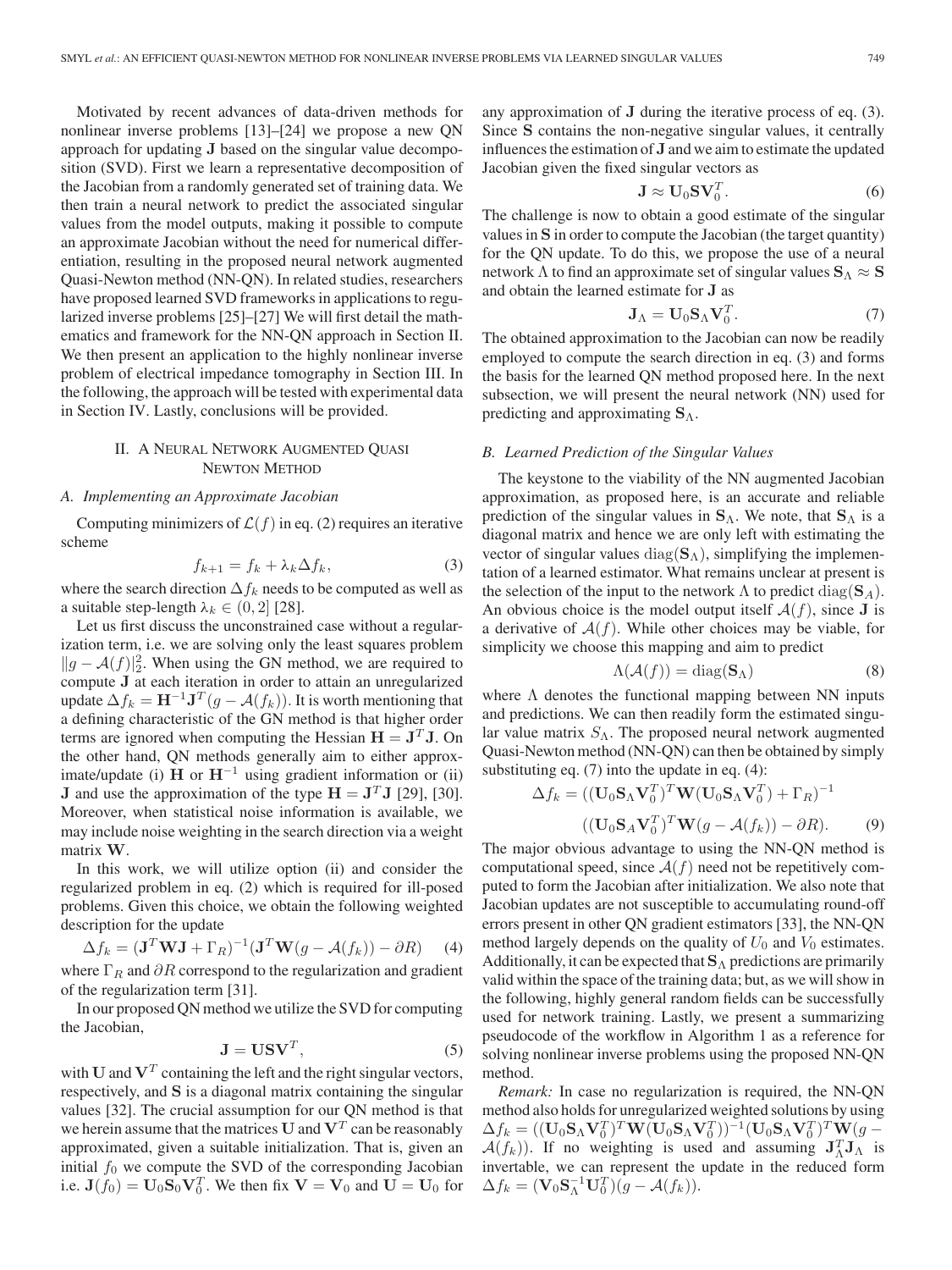Motivated by recent advances of data-driven methods for nonlinear inverse problems [13]–[24] we propose a new QN approach for updating $\mathbf{J}$ based on the singular value decomposition (SVD). First we learn a representative decomposition of the Jacobian from a randomly generated set of training data. We then train a neural network to predict the associated singular values from the model outputs, making it possible to compute an approximate Jacobian without the need for numerical differentiation, resulting in the proposed neural network augmented Quasi-Newton method (NN-QN). In related studies, researchers have proposed learned SVD frameworks in applications to regularized inverse problems [25]–[27] We will first detail the mathematics and framework for the NN-QN approach in Section II. We then present an application to the highly nonlinear inverse problem of electrical impedance tomography in Section III. In the following, the approach will be tested with experimental data in Section IV. Lastly, conclusions will be provided.

## II. A Neural Network Augmented Quasi Newton Method

### A. Implementing an Approximate Jacobian

Computing minimizers of $\mathcal{L}(f)$ in eq. (2) requires an iterative scheme

$$f_{k+1} = f_k + \lambda_k \Delta f_k, \tag{3}$$

where the search direction $\Delta f_k$ needs to be computed as well as a suitable step-length $\lambda_k \in (0, 2]$ [28].

Let us first discuss the unconstrained case without a regularization term, i.e. we are solving only the least squares problem $\|g - \mathcal{A}(f)\|_2^2$. When using the GN method, we are required to compute $\mathbf{J}$ at each iteration in order to attain an unregularized update $\Delta f_k = \mathbf{H}^{-1}\mathbf{J}^T(g - \mathcal{A}(f_k))$. It is worth mentioning that a defining characteristic of the GN method is that higher order terms are ignored when computing the Hessian $\mathbf{H} = \mathbf{J}^T\mathbf{J}$. On the other hand, QN methods generally aim to either approximate/update (i) $\mathbf{H}$ or $\mathbf{H}^{-1}$ using gradient information or (ii) $\mathbf{J}$ and use the approximation of the type $\mathbf{H} = \mathbf{J}^T\mathbf{J}$ [29], [30]. Moreover, when statistical noise information is available, we may include noise weighting in the search direction via a weight matrix $\mathbf{W}$.

In this work, we will utilize option (ii) and consider the regularized problem in eq. (2) which is required for ill-posed problems. Given this choice, we obtain the following weighted description for the update

$$\Delta f_k = (\mathbf{J}^T\mathbf{W}\mathbf{J} + \Gamma_R)^{-1}(\mathbf{J}^T\mathbf{W}(g - \mathcal{A}(f_k)) - \partial R) \tag{4}$$

where $\Gamma_R$ and $\partial R$ correspond to the regularization and gradient of the regularization term [31].

In our proposed QN method we utilize the SVD for computing the Jacobian,

$$\mathbf{J} = \mathbf{U}\mathbf{S}\mathbf{V}^T, \tag{5}$$

with $\mathbf{U}$ and $\mathbf{V}^T$ containing the left and the right singular vectors, respectively, and $\mathbf{S}$ is a diagonal matrix containing the singular values [32]. The crucial assumption for our QN method is that we herein assume that the matrices $\mathbf{U}$ and $\mathbf{V}^T$ can be reasonably approximated, given a suitable initialization. That is, given an initial $f_0$ we compute the SVD of the corresponding Jacobian i.e. $\mathbf{J}(f_0) = \mathbf{U}_0\mathbf{S}_0\mathbf{V}_0^T$. We then fix $\mathbf{V} = \mathbf{V}_0$ and $\mathbf{U} = \mathbf{U}_0$ for any approximation of $\mathbf{J}$ during the iterative process of eq. (3). Since $\mathbf{S}$ contains the non-negative singular values, it centrally influences the estimation of $\mathbf{J}$ and we aim to estimate the updated Jacobian given the fixed singular vectors as

$$\mathbf{J} \approx \mathbf{U}_0\mathbf{S}\mathbf{V}_0^T. \tag{6}$$

The challenge is now to obtain a good estimate of the singular values in $\mathbf{S}$ in order to compute the Jacobian (the target quantity) for the QN update. To do this, we propose the use of a neural network $\Lambda$ to find an approximate set of singular values $\mathbf{S}_\Lambda \approx \mathbf{S}$ and obtain the learned estimate for $\mathbf{J}$ as

$$\mathbf{J}_\Lambda = \mathbf{U}_0\mathbf{S}_\Lambda\mathbf{V}_0^T. \tag{7}$$

The obtained approximation to the Jacobian can now be readily employed to compute the search direction in eq. (3) and forms the basis for the learned QN method proposed here. In the next subsection, we will present the neural network (NN) used for predicting and approximating $\mathbf{S}_\Lambda$.

### B. Learned Prediction of the Singular Values

The keystone to the viability of the NN augmented Jacobian approximation, as proposed here, is an accurate and reliable prediction of the singular values in $\mathbf{S}_\Lambda$. We note, that $\mathbf{S}_\Lambda$ is a diagonal matrix and hence we are only left with estimating the vector of singular values $\mathrm{diag}(\mathbf{S}_\Lambda)$, simplifying the implementation of a learned estimator. What remains unclear at present is the selection of the input to the network $\Lambda$ to predict $\mathrm{diag}(\mathbf{S}_A)$. An obvious choice is the model output itself $\mathcal{A}(f)$, since $\mathbf{J}$ is a derivative of $\mathcal{A}(f)$. While other choices may be viable, for simplicity we choose this mapping and aim to predict

$$\Lambda(\mathcal{A}(f)) = \mathrm{diag}(\mathbf{S}_\Lambda) \tag{8}$$

where $\Lambda$ denotes the functional mapping between NN inputs and predictions. We can then readily form the estimated singular value matrix $S_\Lambda$. The proposed neural network augmented Quasi-Newton method (NN-QN) can then be obtained by simply substituting eq. (7) into the update in eq. (4):

$$\Delta f_k = ((\mathbf{U}_0\mathbf{S}_\Lambda\mathbf{V}_0^T)^T\mathbf{W}(\mathbf{U}_0\mathbf{S}_\Lambda\mathbf{V}_0^T) + \Gamma_R)^{-1}$$
$$((\mathbf{U}_0\mathbf{S}_A\mathbf{V}_0^T)^T\mathbf{W}(g - \mathcal{A}(f_k)) - \partial R). \tag{9}$$

The major obvious advantage to using the NN-QN method is computational speed, since $\mathcal{A}(f)$ need not be repetitively computed to form the Jacobian after initialization. We also note that Jacobian updates are not susceptible to accumulating round-off errors present in other QN gradient estimators [33], the NN-QN method largely depends on the quality of $U_0$ and $V_0$ estimates. Additionally, it can be expected that $\mathbf{S}_\Lambda$ predictions are primarily valid within the space of the training data; but, as we will show in the following, highly general random fields can be successfully used for network training. Lastly, we present a summarizing pseudocode of the workflow in Algorithm 1 as a reference for solving nonlinear inverse problems using the proposed NN-QN method.

*Remark:* In case no regularization is required, the NN-QN method also holds for unregularized weighted solutions by using $\Delta f_k = ((\mathbf{U}_0\mathbf{S}_\Lambda\mathbf{V}_0^T)^T\mathbf{W}(\mathbf{U}_0\mathbf{S}_\Lambda\mathbf{V}_0^T))^{-1}(\mathbf{U}_0\mathbf{S}_\Lambda\mathbf{V}_0^T)^T\mathbf{W}(g - \mathcal{A}(f_k))$. If no weighting is used and assuming $\mathbf{J}_\Lambda^T\mathbf{J}_\Lambda$ is invertable, we can represent the update in the reduced form $\Delta f_k = (\mathbf{V}_0\mathbf{S}_\Lambda^{-1}\mathbf{U}_0^T)(g - \mathcal{A}(f_k))$.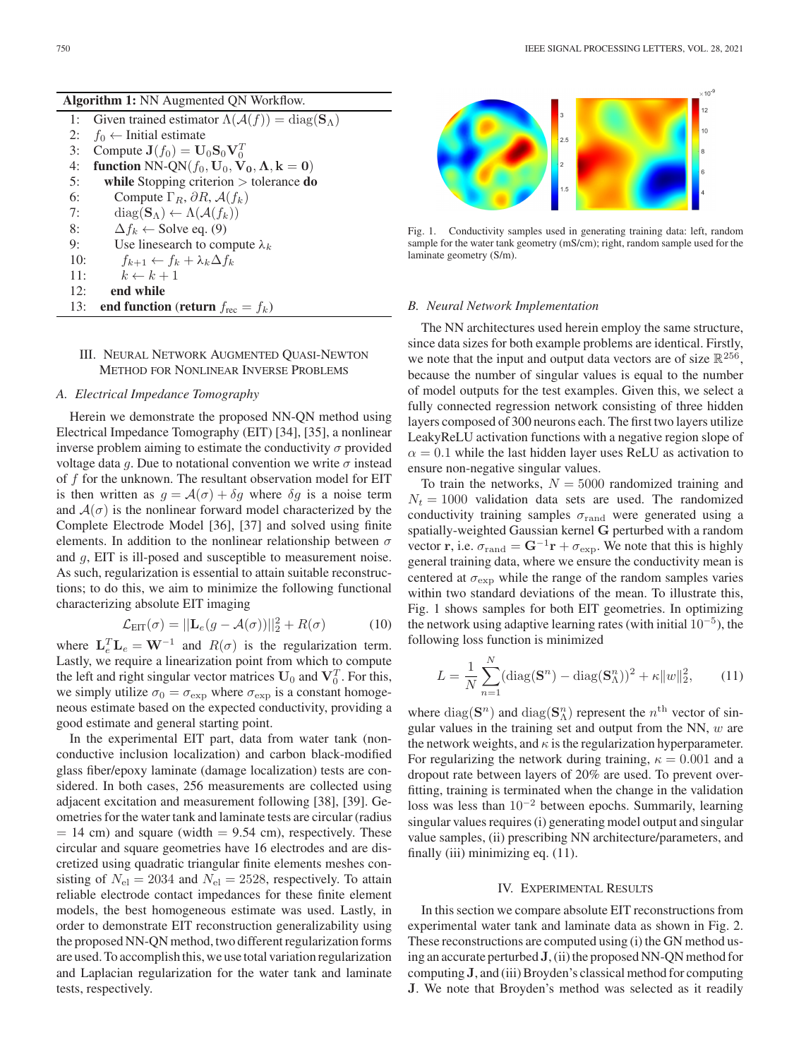**Algorithm 1:** NN Augmented QN Workflow.

```
1:  Given trained estimator Λ(A(f)) = diag(S_Λ)
2:  f_0 ← Initial estimate
3:  Compute J(f_0) = U_0 S_0 V_0^T
4:  function NN-QN(f_0, U_0, V_0, Λ, k = 0)
5:     while Stopping criterion > tolerance do
6:        Compute Γ_R, ∂R, A(f_k)
7:        diag(S_Λ) ← Λ(A(f_k))
8:        Δf_k ← Solve eq. (9)
9:        Use linesearch to compute λ_k
10:         f_{k+1} ← f_k + λ_k Δf_k
11:         k ← k + 1
12:    end while
13: end function (return f_rec = f_k)
```

## III. Neural Network Augmented Quasi-Newton Method for Nonlinear Inverse Problems

### A. Electrical Impedance Tomography

Herein we demonstrate the proposed NN-QN method using Electrical Impedance Tomography (EIT) [34], [35], a nonlinear inverse problem aiming to estimate the conductivity $\sigma$ provided voltage data $g$. Due to notational convention we write $\sigma$ instead of $f$ for the unknown. The resultant observation model for EIT is then written as $g = \mathcal{A}(\sigma) + \delta g$ where $\delta g$ is a noise term and $\mathcal{A}(\sigma)$ is the nonlinear forward model characterized by the Complete Electrode Model [36], [37] and solved using finite elements. In addition to the nonlinear relationship between $\sigma$ and $g$, EIT is ill-posed and susceptible to measurement noise. As such, regularization is essential to attain suitable reconstructions; to do this, we aim to minimize the following functional characterizing absolute EIT imaging

$$\mathcal{L}_{\text{EIT}}(\sigma) = ||\mathbf{L}_e(g - \mathcal{A}(\sigma))||_2^2 + R(\sigma) \tag{10}$$

where $\mathbf{L}_e^T \mathbf{L}_e = \mathbf{W}^{-1}$ and $R(\sigma)$ is the regularization term. Lastly, we require a linearization point from which to compute the left and right singular vector matrices $\mathbf{U}_0$ and $\mathbf{V}_0^T$. For this, we simply utilize $\sigma_0 = \sigma_{\text{exp}}$ where $\sigma_{\text{exp}}$ is a constant homogeneous estimate based on the expected conductivity, providing a good estimate and general starting point.

In the experimental EIT part, data from water tank (non-conductive inclusion localization) and carbon black-modified glass fiber/epoxy laminate (damage localization) tests are considered. In both cases, 256 measurements are collected using adjacent excitation and measurement following [38], [39]. Geometries for the water tank and laminate tests are circular (radius = 14 cm) and square (width = 9.54 cm), respectively. These circular and square geometries have 16 electrodes and are discretized using quadratic triangular finite elements meshes consisting of $N_{\text{el}} = 2034$ and $N_{\text{el}} = 2528$, respectively. To attain reliable electrode contact impedances for these finite element models, the best homogeneous estimate was used. Lastly, in order to demonstrate EIT reconstruction generalizability using the proposed NN-QN method, two different regularization forms are used. To accomplish this, we use total variation regularization and Laplacian regularization for the water tank and laminate tests, respectively.

Fig. 1. Conductivity samples used in generating training data: left, random sample for the water tank geometry (mS/cm); right, random sample used for the laminate geometry (S/m).

### B. Neural Network Implementation

The NN architectures used herein employ the same structure, since data sizes for both example problems are identical. Firstly, we note that the input and output data vectors are of size $\mathbb{R}^{256}$, because the number of singular values is equal to the number of model outputs for the test examples. Given this, we select a fully connected regression network consisting of three hidden layers composed of 300 neurons each. The first two layers utilize LeakyReLU activation functions with a negative region slope of $\alpha = 0.1$ while the last hidden layer uses ReLU as activation to ensure non-negative singular values.

To train the networks, $N = 5000$ randomized training and $N_t = 1000$ validation data sets are used. The randomized conductivity training samples $\sigma_{\text{rand}}$ were generated using a spatially-weighted Gaussian kernel $\mathbf{G}$ perturbed with a random vector $\mathbf{r}$, i.e. $\sigma_{\text{rand}} = \mathbf{G}^{-1}\mathbf{r} + \sigma_{\text{exp}}$. We note that this is highly general training data, where we ensure the conductivity mean is centered at $\sigma_{\text{exp}}$ while the range of the random samples varies within two standard deviations of the mean. To illustrate this, Fig. 1 shows samples for both EIT geometries. In optimizing the network using adaptive learning rates (with initial $10^{-5}$), the following loss function is minimized

$$L = \frac{1}{N}\sum_{n=1}^{N}(\text{diag}(\mathbf{S}^n) - \text{diag}(\mathbf{S}_\Lambda^n))^2 + \kappa\|w\|_2^2, \tag{11}$$

where $\text{diag}(\mathbf{S}^n)$ and $\text{diag}(\mathbf{S}_\Lambda^n)$ represent the $n^{\text{th}}$ vector of singular values in the training set and output from the NN, $w$ are the network weights, and $\kappa$ is the regularization hyperparameter. For regularizing the network during training, $\kappa = 0.001$ and a dropout rate between layers of 20% are used. To prevent overfitting, training is terminated when the change in the validation loss was less than $10^{-2}$ between epochs. Summarily, learning singular values requires (i) generating model output and singular value samples, (ii) prescribing NN architecture/parameters, and finally (iii) minimizing eq. (11).

## IV. Experimental Results

In this section we compare absolute EIT reconstructions from experimental water tank and laminate data as shown in Fig. 2. These reconstructions are computed using (i) the GN method using an accurate perturbed $\mathbf{J}$, (ii) the proposed NN-QN method for computing $\mathbf{J}$, and (iii) Broyden's classical method for computing $\mathbf{J}$. We note that Broyden's method was selected as it readily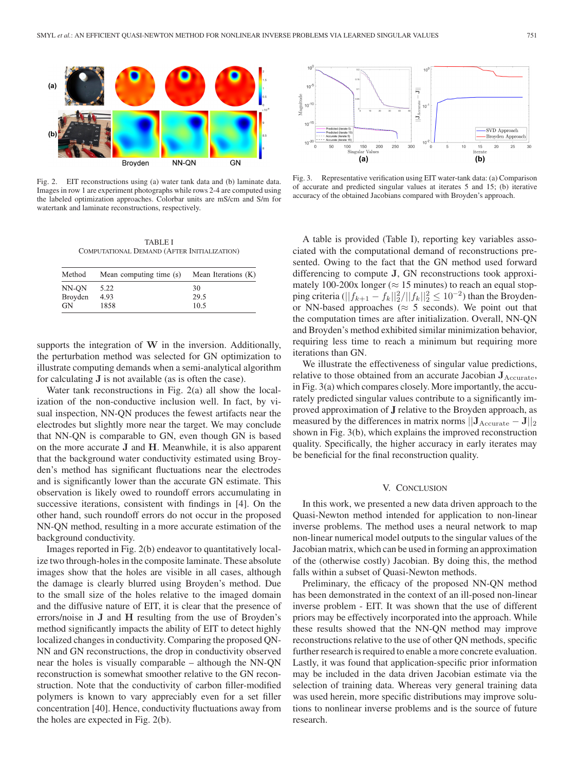Fig. 2. EIT reconstructions using (a) water tank data and (b) laminate data. Images in row 1 are experiment photographs while rows 2-4 are computed using the labeled optimization approaches. Colorbar units are mS/cm and S/m for watertank and laminate reconstructions, respectively.

Fig. 3. Representative verification using EIT water-tank data: (a) Comparison of accurate and predicted singular values at iterates 5 and 15; (b) iterative accuracy of the obtained Jacobians compared with Broyden's approach.

TABLE I
COMPUTATIONAL DEMAND (AFTER INITIALIZATION)

| Method | Mean computing time (s) | Mean Iterations (K) |
|---|---|---|
| NN-QN | 5.22 | 30 |
| Broyden | 4.93 | 29.5 |
| GN | 1858 | 10.5 |

supports the integration of $\mathbf{W}$ in the inversion. Additionally, the perturbation method was selected for GN optimization to illustrate computing demands when a semi-analytical algorithm for calculating $\mathbf{J}$ is not available (as is often the case).

Water tank reconstructions in Fig. 2(a) all show the localization of the non-conductive inclusion well. In fact, by visual inspection, NN-QN produces the fewest artifacts near the electrodes but slightly more near the target. We may conclude that NN-QN is comparable to GN, even though GN is based on the more accurate $\mathbf{J}$ and $\mathbf{H}$. Meanwhile, it is also apparent that the background water conductivity estimated using Broyden's method has significant fluctuations near the electrodes and is significantly lower than the accurate GN estimate. This observation is likely owed to roundoff errors accumulating in successive iterations, consistent with findings in [4]. On the other hand, such roundoff errors do not occur in the proposed NN-QN method, resulting in a more accurate estimation of the background conductivity.

Images reported in Fig. 2(b) endeavor to quantitatively localize two through-holes in the composite laminate. These absolute images show that the holes are visible in all cases, although the damage is clearly blurred using Broyden's method. Due to the small size of the holes relative to the imaged domain and the diffusive nature of EIT, it is clear that the presence of errors/noise in $\mathbf{J}$ and $\mathbf{H}$ resulting from the use of Broyden's method significantly impacts the ability of EIT to detect highly localized changes in conductivity. Comparing the proposed QN-NN and GN reconstructions, the drop in conductivity observed near the holes is visually comparable – although the NN-QN reconstruction is somewhat smoother relative to the GN reconstruction. Note that the conductivity of carbon filler-modified polymers is known to vary appreciably even for a set filler concentration [40]. Hence, conductivity fluctuations away from the holes are expected in Fig. 2(b).

A table is provided (Table I), reporting key variables associated with the computational demand of reconstructions presented. Owing to the fact that the GN method used forward differencing to compute $\mathbf{J}$, GN reconstructions took approximately 100-200x longer ($\approx$ 15 minutes) to reach an equal stopping criteria ($||f_{k+1} - f_k||_2^2/||f_k||_2^2 \leq 10^{-2}$) than the Broyden- or NN-based approaches ($\approx$ 5 seconds). We point out that the computation times are after initialization. Overall, NN-QN and Broyden's method exhibited similar minimization behavior, requiring less time to reach a minimum but requiring more iterations than GN.

We illustrate the effectiveness of singular value predictions, relative to those obtained from an accurate Jacobian $\mathbf{J}_{\text{Accurate}}$, in Fig. 3(a) which compares closely. More importantly, the accurately predicted singular values contribute to a significantly improved approximation of $\mathbf{J}$ relative to the Broyden approach, as measured by the differences in matrix norms $||\mathbf{J}_{\text{Accurate}} - \mathbf{J}||_2$ shown in Fig. 3(b), which explains the improved reconstruction quality. Specifically, the higher accuracy in early iterates may be beneficial for the final reconstruction quality.

## V. CONCLUSION

In this work, we presented a new data driven approach to the Quasi-Newton method intended for application to non-linear inverse problems. The method uses a neural network to map non-linear numerical model outputs to the singular values of the Jacobian matrix, which can be used in forming an approximation of the (otherwise costly) Jacobian. By doing this, the method falls within a subset of Quasi-Newton methods.

Preliminary, the efficacy of the proposed NN-QN method has been demonstrated in the context of an ill-posed non-linear inverse problem - EIT. It was shown that the use of different priors may be effectively incorporated into the approach. While these results showed that the NN-QN method may improve reconstructions relative to the use of other QN methods, specific further research is required to enable a more concrete evaluation. Lastly, it was found that application-specific prior information may be included in the data driven Jacobian estimate via the selection of training data. Whereas very general training data was used herein, more specific distributions may improve solutions to nonlinear inverse problems and is the source of future research.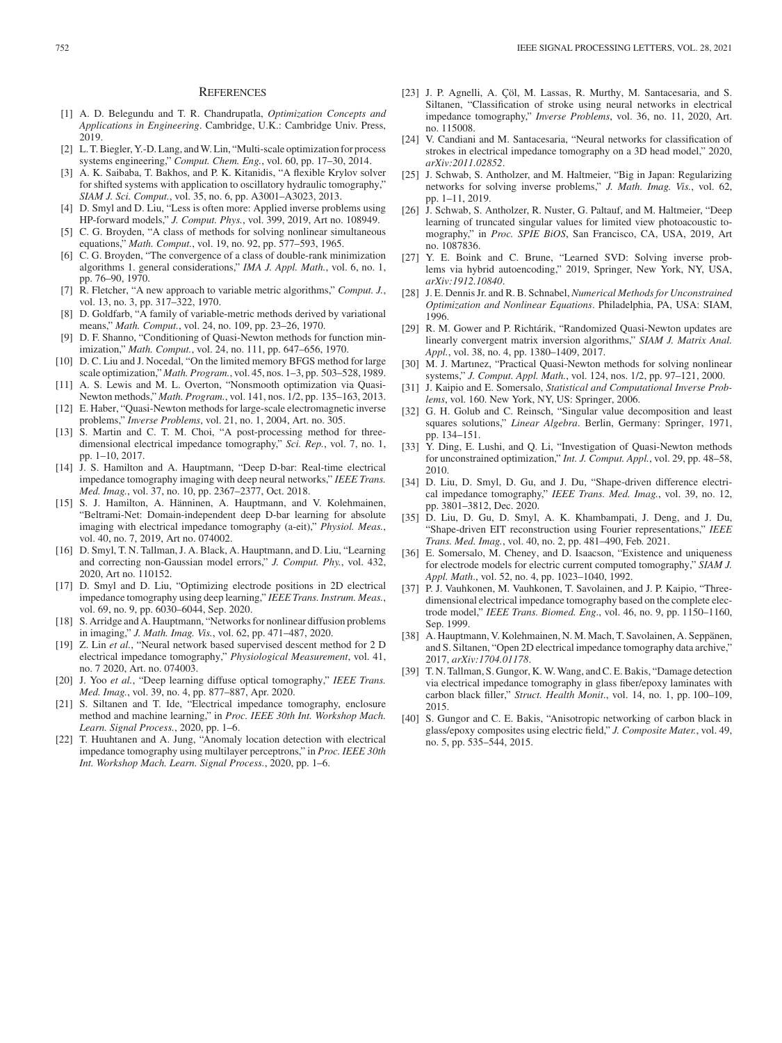## References

[1] A. D. Belegundu and T. R. Chandrupatla, *Optimization Concepts and Applications in Engineering*. Cambridge, U.K.: Cambridge Univ. Press, 2019.

[2] L. T. Biegler, Y.-D. Lang, and W. Lin, "Multi-scale optimization for process systems engineering," *Comput. Chem. Eng.*, vol. 60, pp. 17–30, 2014.

[3] A. K. Saibaba, T. Bakhos, and P. K. Kitanidis, "A flexible Krylov solver for shifted systems with application to oscillatory hydraulic tomography," *SIAM J. Sci. Comput.*, vol. 35, no. 6, pp. A3001–A3023, 2013.

[4] D. Smyl and D. Liu, "Less is often more: Applied inverse problems using HP-forward models," *J. Comput. Phys.*, vol. 399, 2019, Art no. 108949.

[5] C. G. Broyden, "A class of methods for solving nonlinear simultaneous equations," *Math. Comput.*, vol. 19, no. 92, pp. 577–593, 1965.

[6] C. G. Broyden, "The convergence of a class of double-rank minimization algorithms 1. general considerations," *IMA J. Appl. Math.*, vol. 6, no. 1, pp. 76–90, 1970.

[7] R. Fletcher, "A new approach to variable metric algorithms," *Comput. J.*, vol. 13, no. 3, pp. 317–322, 1970.

[8] D. Goldfarb, "A family of variable-metric methods derived by variational means," *Math. Comput.*, vol. 24, no. 109, pp. 23–26, 1970.

[9] D. F. Shanno, "Conditioning of Quasi-Newton methods for function minimization," *Math. Comput.*, vol. 24, no. 111, pp. 647–656, 1970.

[10] D. C. Liu and J. Nocedal, "On the limited memory BFGS method for large scale optimization," *Math. Program.*, vol. 45, nos. 1–3, pp. 503–528, 1989.

[11] A. S. Lewis and M. L. Overton, "Nonsmooth optimization via Quasi-Newton methods," *Math. Program.*, vol. 141, nos. 1/2, pp. 135–163, 2013.

[12] E. Haber, "Quasi-Newton methods for large-scale electromagnetic inverse problems," *Inverse Problems*, vol. 21, no. 1, 2004, Art. no. 305.

[13] S. Martin and C. T. M. Choi, "A post-processing method for three-dimensional electrical impedance tomography," *Sci. Rep.*, vol. 7, no. 1, pp. 1–10, 2017.

[14] J. S. Hamilton and A. Hauptmann, "Deep D-bar: Real-time electrical impedance tomography imaging with deep neural networks," *IEEE Trans. Med. Imag.*, vol. 37, no. 10, pp. 2367–2377, Oct. 2018.

[15] S. J. Hamilton, A. Hänninen, A. Hauptmann, and V. Kolehmainen, "Beltrami-Net: Domain-independent deep D-bar learning for absolute imaging with electrical impedance tomography (a-eit)," *Physiol. Meas.*, vol. 40, no. 7, 2019, Art no. 074002.

[16] D. Smyl, T. N. Tallman, J. A. Black, A. Hauptmann, and D. Liu, "Learning and correcting non-Gaussian model errors," *J. Comput. Phy.*, vol. 432, 2020, Art no. 110152.

[17] D. Smyl and D. Liu, "Optimizing electrode positions in 2D electrical impedance tomography using deep learning," *IEEE Trans. Instrum. Meas.*, vol. 69, no. 9, pp. 6030–6044, Sep. 2020.

[18] S. Arridge and A. Hauptmann, "Networks for nonlinear diffusion problems in imaging," *J. Math. Imag. Vis.*, vol. 62, pp. 471–487, 2020.

[19] Z. Lin *et al.*, "Neural network based supervised descent method for 2 D electrical impedance tomography," *Physiological Measurement*, vol. 41, no. 7 2020, Art. no. 074003.

[20] J. Yoo *et al.*, "Deep learning diffuse optical tomography," *IEEE Trans. Med. Imag.*, vol. 39, no. 4, pp. 877–887, Apr. 2020.

[21] S. Siltanen and T. Ide, "Electrical impedance tomography, enclosure method and machine learning," in *Proc. IEEE 30th Int. Workshop Mach. Learn. Signal Process.*, 2020, pp. 1–6.

[22] T. Huuhtanen and A. Jung, "Anomaly location detection with electrical impedance tomography using multilayer perceptrons," in *Proc. IEEE 30th Int. Workshop Mach. Learn. Signal Process.*, 2020, pp. 1–6.

[23] J. P. Agnelli, A. Çöl, M. Lassas, R. Murthy, M. Santacesaria, and S. Siltanen, "Classification of stroke using neural networks in electrical impedance tomography," *Inverse Problems*, vol. 36, no. 11, 2020, Art. no. 115008.

[24] V. Candiani and M. Santacesaria, "Neural networks for classification of strokes in electrical impedance tomography on a 3D head model," 2020, *arXiv:2011.02852*.

[25] J. Schwab, S. Antholzer, and M. Haltmeier, "Big in Japan: Regularizing networks for solving inverse problems," *J. Math. Imag. Vis.*, vol. 62, pp. 1–11, 2019.

[26] J. Schwab, S. Antholzer, R. Nuster, G. Paltauf, and M. Haltmeier, "Deep learning of truncated singular values for limited view photoacoustic tomography," in *Proc. SPIE BiOS*, San Francisco, CA, USA, 2019, Art no. 1087836.

[27] Y. E. Boink and C. Brune, "Learned SVD: Solving inverse problems via hybrid autoencoding," 2019, Springer, New York, NY, USA, *arXiv:1912.10840*.

[28] J. E. Dennis Jr. and R. B. Schnabel, *Numerical Methods for Unconstrained Optimization and Nonlinear Equations*. Philadelphia, PA, USA: SIAM, 1996.

[29] R. M. Gower and P. Richtárik, "Randomized Quasi-Newton updates are linearly convergent matrix inversion algorithms," *SIAM J. Matrix Anal. Appl.*, vol. 38, no. 4, pp. 1380–1409, 2017.

[30] M. J. Martınez, "Practical Quasi-Newton methods for solving nonlinear systems," *J. Comput. Appl. Math.*, vol. 124, nos. 1/2, pp. 97–121, 2000.

[31] J. Kaipio and E. Somersalo, *Statistical and Computational Inverse Problems*, vol. 160. New York, NY, US: Springer, 2006.

[32] G. H. Golub and C. Reinsch, "Singular value decomposition and least squares solutions," *Linear Algebra*. Berlin, Germany: Springer, 1971, pp. 134–151.

[33] Y. Ding, E. Lushi, and Q. Li, "Investigation of Quasi-Newton methods for unconstrained optimization," *Int. J. Comput. Appl.*, vol. 29, pp. 48–58, 2010.

[34] D. Liu, D. Smyl, D. Gu, and J. Du, "Shape-driven difference electrical impedance tomography," *IEEE Trans. Med. Imag.*, vol. 39, no. 12, pp. 3801–3812, Dec. 2020.

[35] D. Liu, D. Gu, D. Smyl, A. K. Khambampati, J. Deng, and J. Du, "Shape-driven EIT reconstruction using Fourier representations," *IEEE Trans. Med. Imag.*, vol. 40, no. 2, pp. 481–490, Feb. 2021.

[36] E. Somersalo, M. Cheney, and D. Isaacson, "Existence and uniqueness for electrode models for electric current computed tomography," *SIAM J. Appl. Math.*, vol. 52, no. 4, pp. 1023–1040, 1992.

[37] P. J. Vauhkonen, M. Vauhkonen, T. Savolainen, and J. P. Kaipio, "Three-dimensional electrical impedance tomography based on the complete electrode model," *IEEE Trans. Biomed. Eng.*, vol. 46, no. 9, pp. 1150–1160, Sep. 1999.

[38] A. Hauptmann, V. Kolehmainen, N. M. Mach, T. Savolainen, A. Seppänen, and S. Siltanen, "Open 2D electrical impedance tomography data archive," 2017, *arXiv:1704.01178*.

[39] T. N. Tallman, S. Gungor, K. W. Wang, and C. E. Bakis, "Damage detection via electrical impedance tomography in glass fiber/epoxy laminates with carbon black filler," *Struct. Health Monit.*, vol. 14, no. 1, pp. 100–109, 2015.

[40] S. Gungor and C. E. Bakis, "Anisotropic networking of carbon black in glass/epoxy composites using electric field," *J. Composite Mater.*, vol. 49, no. 5, pp. 535–544, 2015.